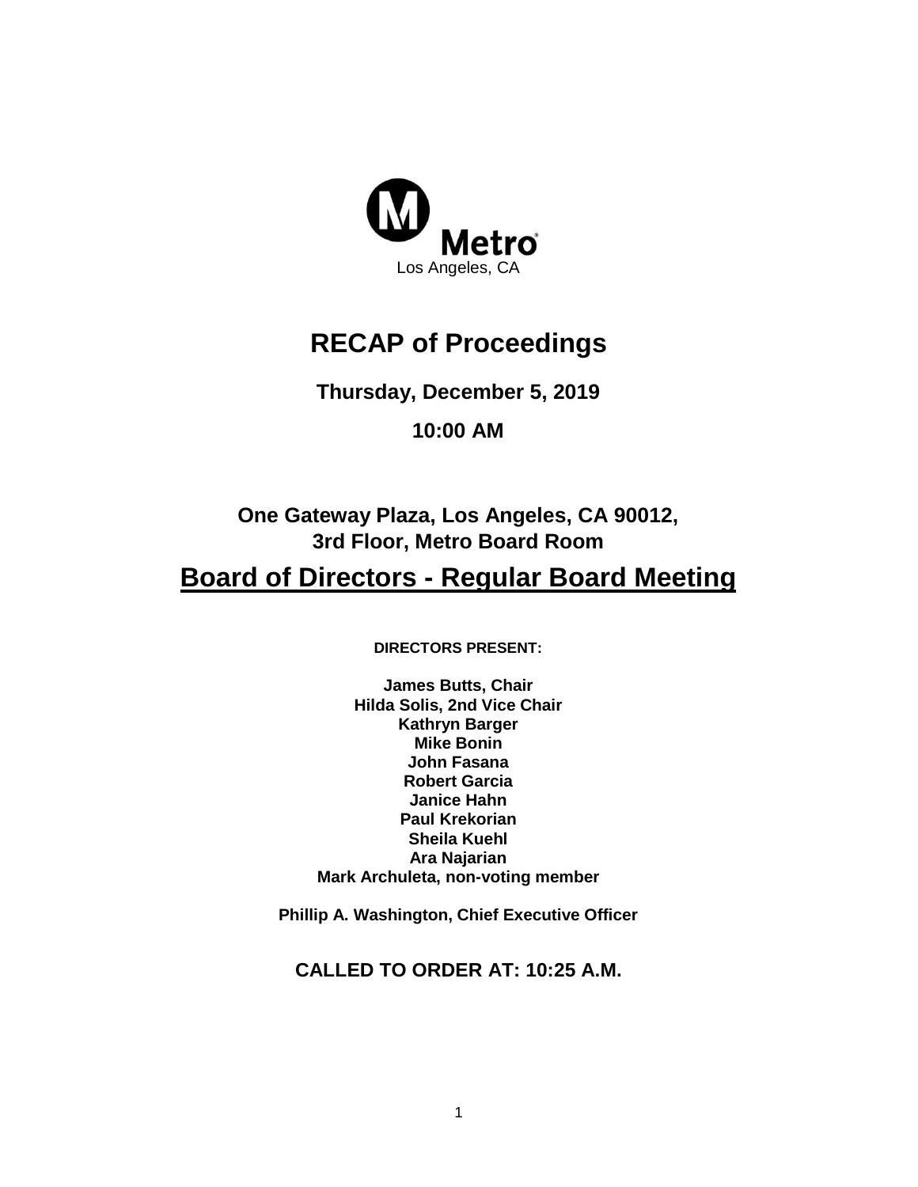Metro

Los Angeles, CA

# RECAP of Proceedings

**Thursday, December 5, 2019**

**10:00 AM**

**One Gateway Plaza, Los Angeles, CA 90012, 3rd Floor, Metro Board Room**

## Board of Directors - Regular Board Meeting

**DIRECTORS PRESENT:**

**James Butts, Chair**
**Hilda Solis, 2nd Vice Chair**
**Kathryn Barger**
**Mike Bonin**
**John Fasana**
**Robert Garcia**
**Janice Hahn**
**Paul Krekorian**
**Sheila Kuehl**
**Ara Najarian**
**Mark Archuleta, non-voting member**

**Phillip A. Washington, Chief Executive Officer**

**CALLED TO ORDER AT: 10:25 A.M.**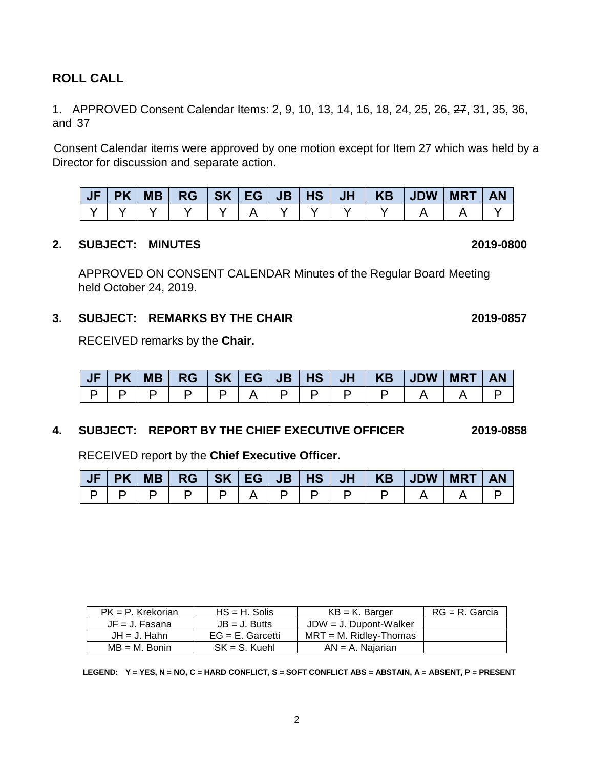## ROLL CALL

1. APPROVED Consent Calendar Items: 2, 9, 10, 13, 14, 16, 18, 24, 25, 26, ~~27~~, 31, 35, 36, and 37

Consent Calendar items were approved by one motion except for Item 27 which was held by a Director for discussion and separate action.

| JF | PK | MB | RG | SK | EG | JB | HS | JH | KB | JDW | MRT | AN |
|---|---|---|---|---|---|---|---|---|---|---|---|---|
| Y | Y | Y | Y | Y | A | Y | Y | Y | Y | A | A | Y |

**2. SUBJECT: MINUTES 2019-0800**

APPROVED ON CONSENT CALENDAR Minutes of the Regular Board Meeting held October 24, 2019.

**3. SUBJECT: REMARKS BY THE CHAIR 2019-0857**

RECEIVED remarks by the **Chair.**

| JF | PK | MB | RG | SK | EG | JB | HS | JH | KB | JDW | MRT | AN |
|---|---|---|---|---|---|---|---|---|---|---|---|---|
| P | P | P | P | P | A | P | P | P | P | A | A | P |

**4. SUBJECT: REPORT BY THE CHIEF EXECUTIVE OFFICER 2019-0858**

RECEIVED report by the **Chief Executive Officer.**

| JF | PK | MB | RG | SK | EG | JB | HS | JH | KB | JDW | MRT | AN |
|---|---|---|---|---|---|---|---|---|---|---|---|---|
| P | P | P | P | P | A | P | P | P | P | A | A | P |

| PK = P. Krekorian | HS = H. Solis | KB = K. Barger | RG = R. Garcia |
|---|---|---|---|
| JF = J. Fasana | JB = J. Butts | JDW = J. Dupont-Walker | |
| JH = J. Hahn | EG = E. Garcetti | MRT = M. Ridley-Thomas | |
| MB = M. Bonin | SK = S. Kuehl | AN = A. Najarian | |

**LEGEND: Y = YES, N = NO, C = HARD CONFLICT, S = SOFT CONFLICT ABS = ABSTAIN, A = ABSENT, P = PRESENT**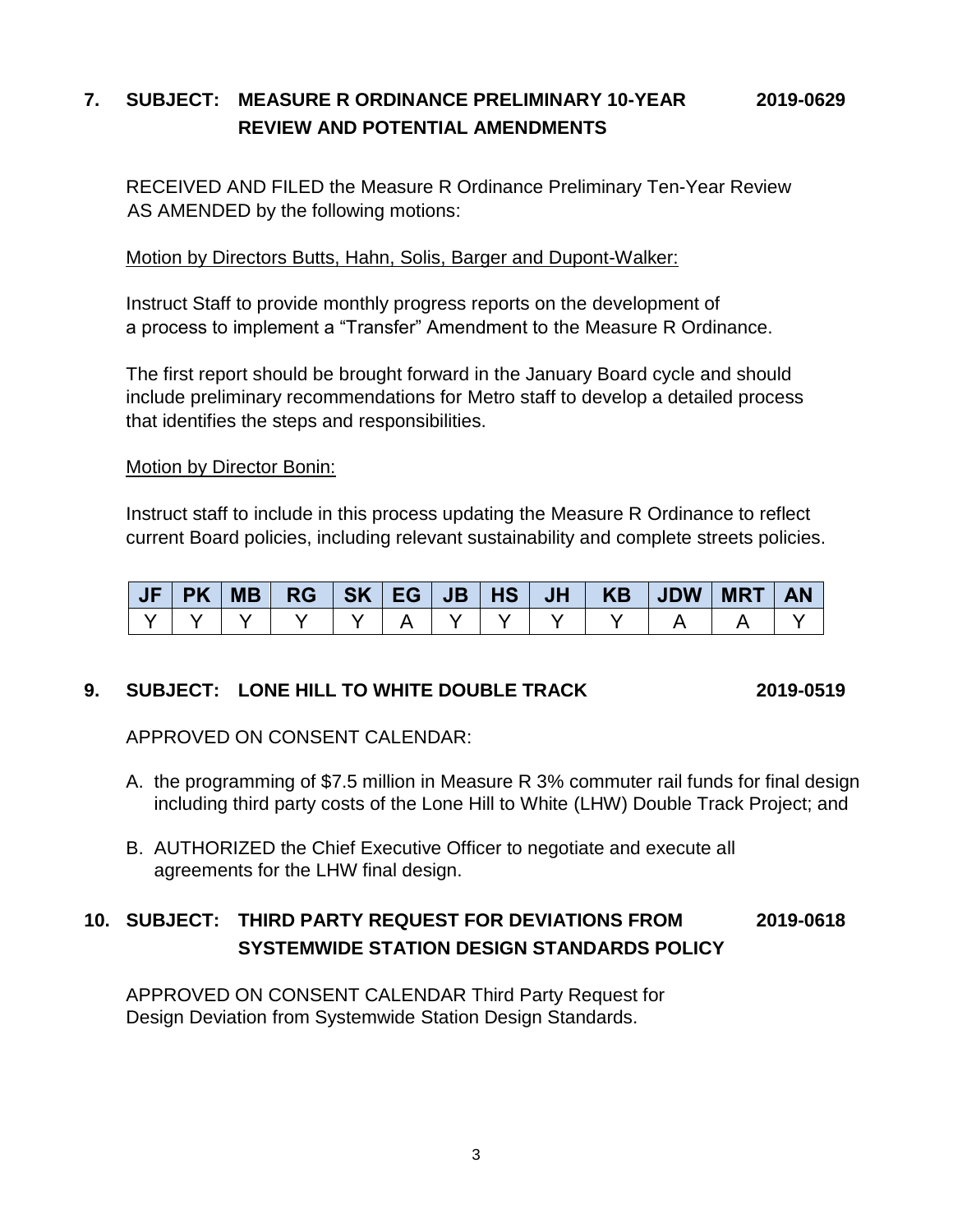## 7. SUBJECT: MEASURE R ORDINANCE PRELIMINARY 10-YEAR REVIEW AND POTENTIAL AMENDMENTS 2019-0629

RECEIVED AND FILED the Measure R Ordinance Preliminary Ten-Year Review AS AMENDED by the following motions:

Motion by Directors Butts, Hahn, Solis, Barger and Dupont-Walker:

Instruct Staff to provide monthly progress reports on the development of a process to implement a "Transfer" Amendment to the Measure R Ordinance.

The first report should be brought forward in the January Board cycle and should include preliminary recommendations for Metro staff to develop a detailed process that identifies the steps and responsibilities.

Motion by Director Bonin:

Instruct staff to include in this process updating the Measure R Ordinance to reflect current Board policies, including relevant sustainability and complete streets policies.

| JF | PK | MB | RG | SK | EG | JB | HS | JH | KB | JDW | MRT | AN |
|---|---|---|---|---|---|---|---|---|---|---|---|---|
| Y | Y | Y | Y | Y | A | Y | Y | Y | Y | A | A | Y |

## 9. SUBJECT: LONE HILL TO WHITE DOUBLE TRACK 2019-0519

APPROVED ON CONSENT CALENDAR:

A. the programming of $7.5 million in Measure R 3% commuter rail funds for final design including third party costs of the Lone Hill to White (LHW) Double Track Project; and

B. AUTHORIZED the Chief Executive Officer to negotiate and execute all agreements for the LHW final design.

## 10. SUBJECT: THIRD PARTY REQUEST FOR DEVIATIONS FROM SYSTEMWIDE STATION DESIGN STANDARDS POLICY 2019-0618

APPROVED ON CONSENT CALENDAR Third Party Request for Design Deviation from Systemwide Station Design Standards.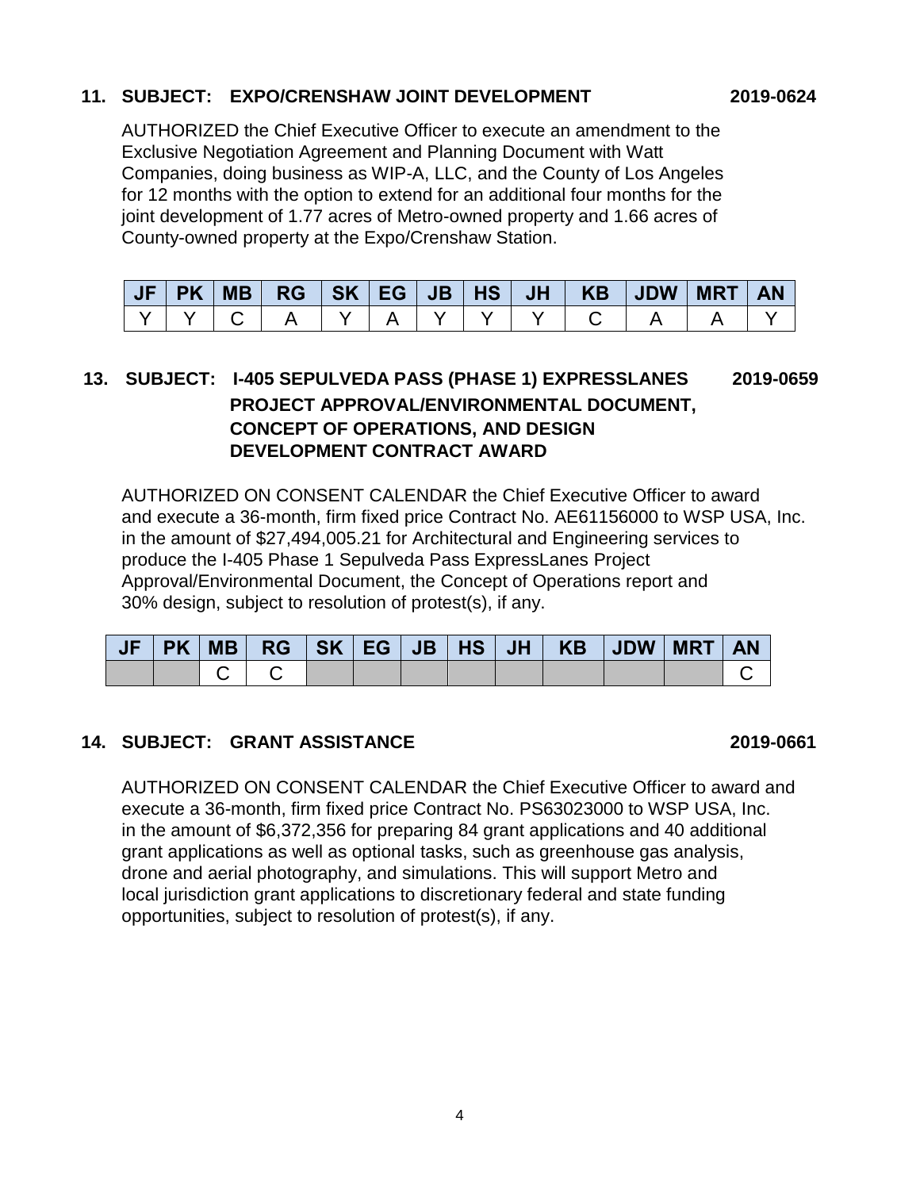**11. SUBJECT: EXPO/CRENSHAW JOINT DEVELOPMENT 2019-0624**

AUTHORIZED the Chief Executive Officer to execute an amendment to the Exclusive Negotiation Agreement and Planning Document with Watt Companies, doing business as WIP-A, LLC, and the County of Los Angeles for 12 months with the option to extend for an additional four months for the joint development of 1.77 acres of Metro-owned property and 1.66 acres of County-owned property at the Expo/Crenshaw Station.

| JF | PK | MB | RG | SK | EG | JB | HS | JH | KB | JDW | MRT | AN |
|---|---|---|---|---|---|---|---|---|---|---|---|---|
| Y | Y | C | A | Y | A | Y | Y | Y | C | A | A | Y |

**13. SUBJECT: I-405 SEPULVEDA PASS (PHASE 1) EXPRESSLANES PROJECT APPROVAL/ENVIRONMENTAL DOCUMENT, CONCEPT OF OPERATIONS, AND DESIGN DEVELOPMENT CONTRACT AWARD 2019-0659**

AUTHORIZED ON CONSENT CALENDAR the Chief Executive Officer to award and execute a 36-month, firm fixed price Contract No. AE61156000 to WSP USA, Inc. in the amount of $27,494,005.21 for Architectural and Engineering services to produce the I-405 Phase 1 Sepulveda Pass ExpressLanes Project Approval/Environmental Document, the Concept of Operations report and 30% design, subject to resolution of protest(s), if any.

| JF | PK | MB | RG | SK | EG | JB | HS | JH | KB | JDW | MRT | AN |
|---|---|---|---|---|---|---|---|---|---|---|---|---|
| | | C | C | | | | | | | | | C |

**14. SUBJECT: GRANT ASSISTANCE 2019-0661**

AUTHORIZED ON CONSENT CALENDAR the Chief Executive Officer to award and execute a 36-month, firm fixed price Contract No. PS63023000 to WSP USA, Inc. in the amount of $6,372,356 for preparing 84 grant applications and 40 additional grant applications as well as optional tasks, such as greenhouse gas analysis, drone and aerial photography, and simulations. This will support Metro and local jurisdiction grant applications to discretionary federal and state funding opportunities, subject to resolution of protest(s), if any.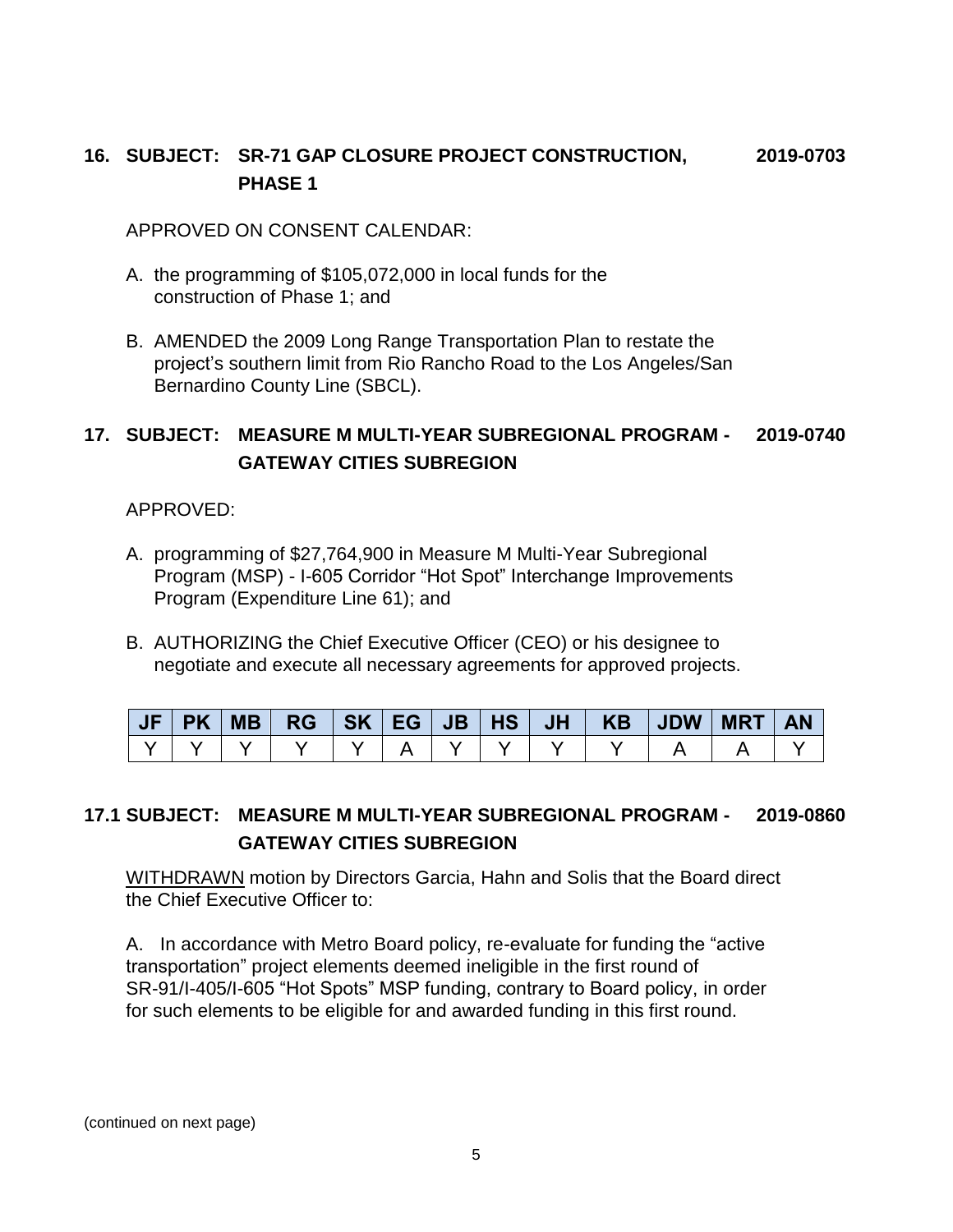## 16. SUBJECT: SR-71 GAP CLOSURE PROJECT CONSTRUCTION, PHASE 1 — 2019-0703

APPROVED ON CONSENT CALENDAR:

A. the programming of $105,072,000 in local funds for the construction of Phase 1; and

B. AMENDED the 2009 Long Range Transportation Plan to restate the project's southern limit from Rio Rancho Road to the Los Angeles/San Bernardino County Line (SBCL).

## 17. SUBJECT: MEASURE M MULTI-YEAR SUBREGIONAL PROGRAM - GATEWAY CITIES SUBREGION — 2019-0740

APPROVED:

A. programming of $27,764,900 in Measure M Multi-Year Subregional Program (MSP) - I-605 Corridor "Hot Spot" Interchange Improvements Program (Expenditure Line 61); and

B. AUTHORIZING the Chief Executive Officer (CEO) or his designee to negotiate and execute all necessary agreements for approved projects.

| JF | PK | MB | RG | SK | EG | JB | HS | JH | KB | JDW | MRT | AN |
|---|---|---|---|---|---|---|---|---|---|---|---|---|
| Y | Y | Y | Y | Y | A | Y | Y | Y | Y | A | A | Y |

## 17.1 SUBJECT: MEASURE M MULTI-YEAR SUBREGIONAL PROGRAM - GATEWAY CITIES SUBREGION — 2019-0860

WITHDRAWN motion by Directors Garcia, Hahn and Solis that the Board direct the Chief Executive Officer to:

A. In accordance with Metro Board policy, re-evaluate for funding the "active transportation" project elements deemed ineligible in the first round of SR-91/I-405/I-605 "Hot Spots" MSP funding, contrary to Board policy, in order for such elements to be eligible for and awarded funding in this first round.

(continued on next page)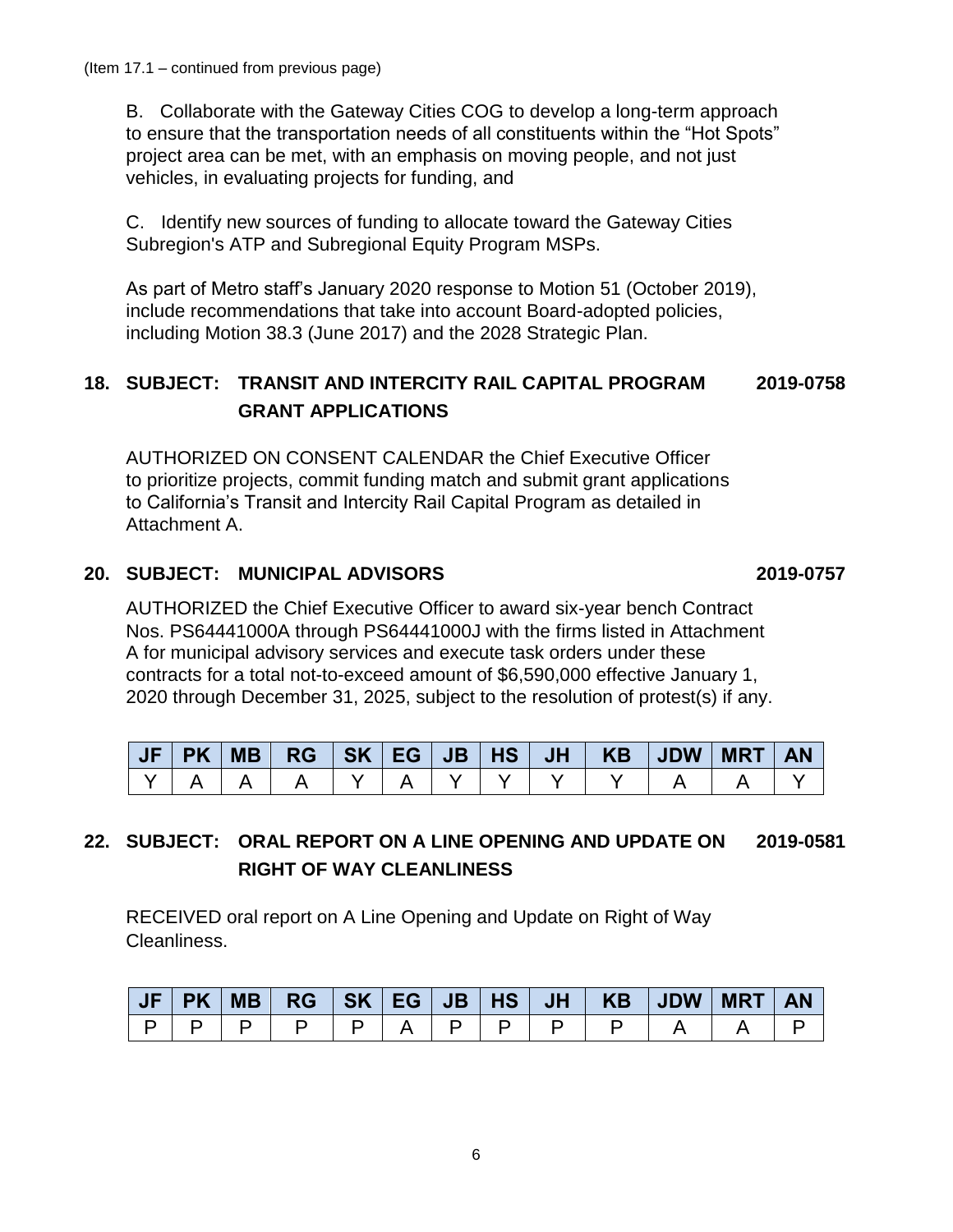(Item 17.1 – continued from previous page)

B. Collaborate with the Gateway Cities COG to develop a long-term approach to ensure that the transportation needs of all constituents within the "Hot Spots" project area can be met, with an emphasis on moving people, and not just vehicles, in evaluating projects for funding, and

C. Identify new sources of funding to allocate toward the Gateway Cities Subregion's ATP and Subregional Equity Program MSPs.

As part of Metro staff's January 2020 response to Motion 51 (October 2019), include recommendations that take into account Board-adopted policies, including Motion 38.3 (June 2017) and the 2028 Strategic Plan.

## 18. SUBJECT: TRANSIT AND INTERCITY RAIL CAPITAL PROGRAM GRANT APPLICATIONS — 2019-0758

AUTHORIZED ON CONSENT CALENDAR the Chief Executive Officer to prioritize projects, commit funding match and submit grant applications to California's Transit and Intercity Rail Capital Program as detailed in Attachment A.

## 20. SUBJECT: MUNICIPAL ADVISORS — 2019-0757

AUTHORIZED the Chief Executive Officer to award six-year bench Contract Nos. PS64441000A through PS64441000J with the firms listed in Attachment A for municipal advisory services and execute task orders under these contracts for a total not-to-exceed amount of $6,590,000 effective January 1, 2020 through December 31, 2025, subject to the resolution of protest(s) if any.

| JF | PK | MB | RG | SK | EG | JB | HS | JH | KB | JDW | MRT | AN |
|---|---|---|---|---|---|---|---|---|---|---|---|---|
| Y | A | A | A | Y | A | Y | Y | Y | Y | A | A | Y |

## 22. SUBJECT: ORAL REPORT ON A LINE OPENING AND UPDATE ON RIGHT OF WAY CLEANLINESS — 2019-0581

RECEIVED oral report on A Line Opening and Update on Right of Way Cleanliness.

| JF | PK | MB | RG | SK | EG | JB | HS | JH | KB | JDW | MRT | AN |
|---|---|---|---|---|---|---|---|---|---|---|---|---|
| P | P | P | P | P | A | P | P | P | P | A | A | P |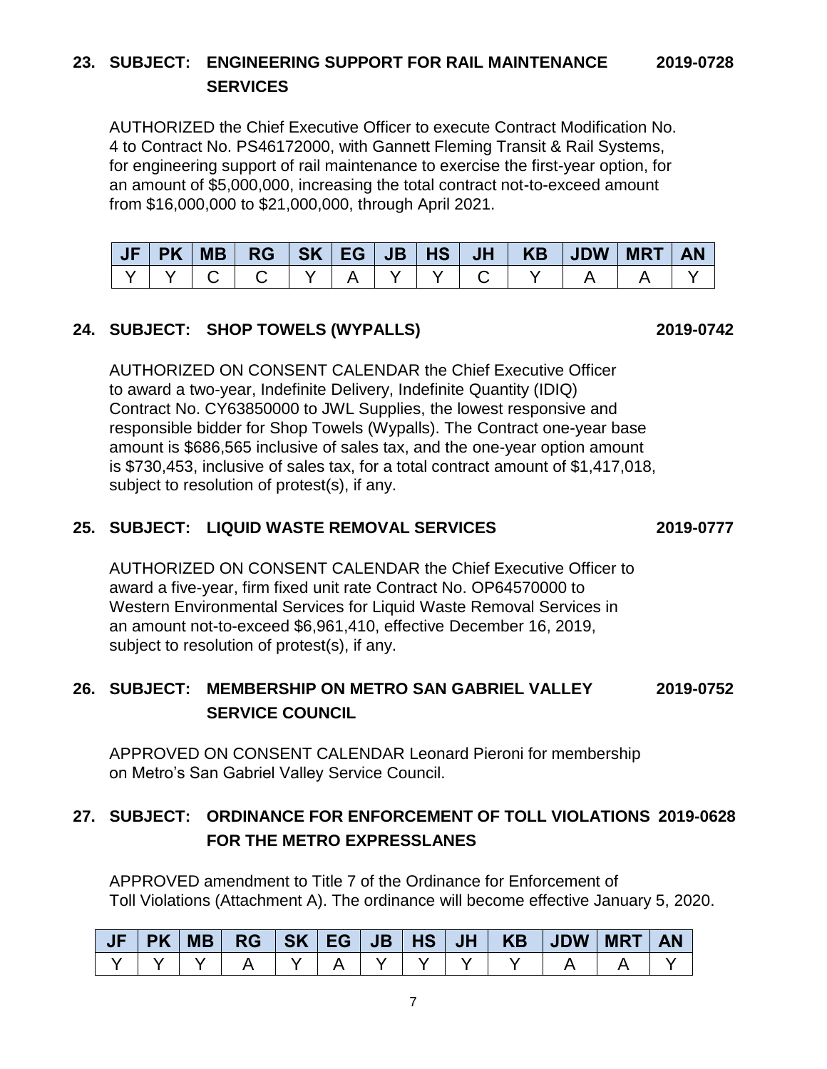**23. SUBJECT: ENGINEERING SUPPORT FOR RAIL MAINTENANCE SERVICES** **2019-0728**

AUTHORIZED the Chief Executive Officer to execute Contract Modification No. 4 to Contract No. PS46172000, with Gannett Fleming Transit & Rail Systems, for engineering support of rail maintenance to exercise the first-year option, for an amount of $5,000,000, increasing the total contract not-to-exceed amount from $16,000,000 to $21,000,000, through April 2021.

| JF | PK | MB | RG | SK | EG | JB | HS | JH | KB | JDW | MRT | AN |
|---|---|---|---|---|---|---|---|---|---|---|---|---|
| Y | Y | C | C | Y | A | Y | Y | C | Y | A | A | Y |

**24. SUBJECT: SHOP TOWELS (WYPALLS)** **2019-0742**

AUTHORIZED ON CONSENT CALENDAR the Chief Executive Officer to award a two-year, Indefinite Delivery, Indefinite Quantity (IDIQ) Contract No. CY63850000 to JWL Supplies, the lowest responsive and responsible bidder for Shop Towels (Wypalls). The Contract one-year base amount is $686,565 inclusive of sales tax, and the one-year option amount is $730,453, inclusive of sales tax, for a total contract amount of $1,417,018, subject to resolution of protest(s), if any.

**25. SUBJECT: LIQUID WASTE REMOVAL SERVICES** **2019-0777**

AUTHORIZED ON CONSENT CALENDAR the Chief Executive Officer to award a five-year, firm fixed unit rate Contract No. OP64570000 to Western Environmental Services for Liquid Waste Removal Services in an amount not-to-exceed $6,961,410, effective December 16, 2019, subject to resolution of protest(s), if any.

**26. SUBJECT: MEMBERSHIP ON METRO SAN GABRIEL VALLEY SERVICE COUNCIL** **2019-0752**

APPROVED ON CONSENT CALENDAR Leonard Pieroni for membership on Metro's San Gabriel Valley Service Council.

**27. SUBJECT: ORDINANCE FOR ENFORCEMENT OF TOLL VIOLATIONS FOR THE METRO EXPRESSLANES** **2019-0628**

APPROVED amendment to Title 7 of the Ordinance for Enforcement of Toll Violations (Attachment A). The ordinance will become effective January 5, 2020.

| JF | PK | MB | RG | SK | EG | JB | HS | JH | KB | JDW | MRT | AN |
|---|---|---|---|---|---|---|---|---|---|---|---|---|
| Y | Y | Y | A | Y | A | Y | Y | Y | Y | A | A | Y |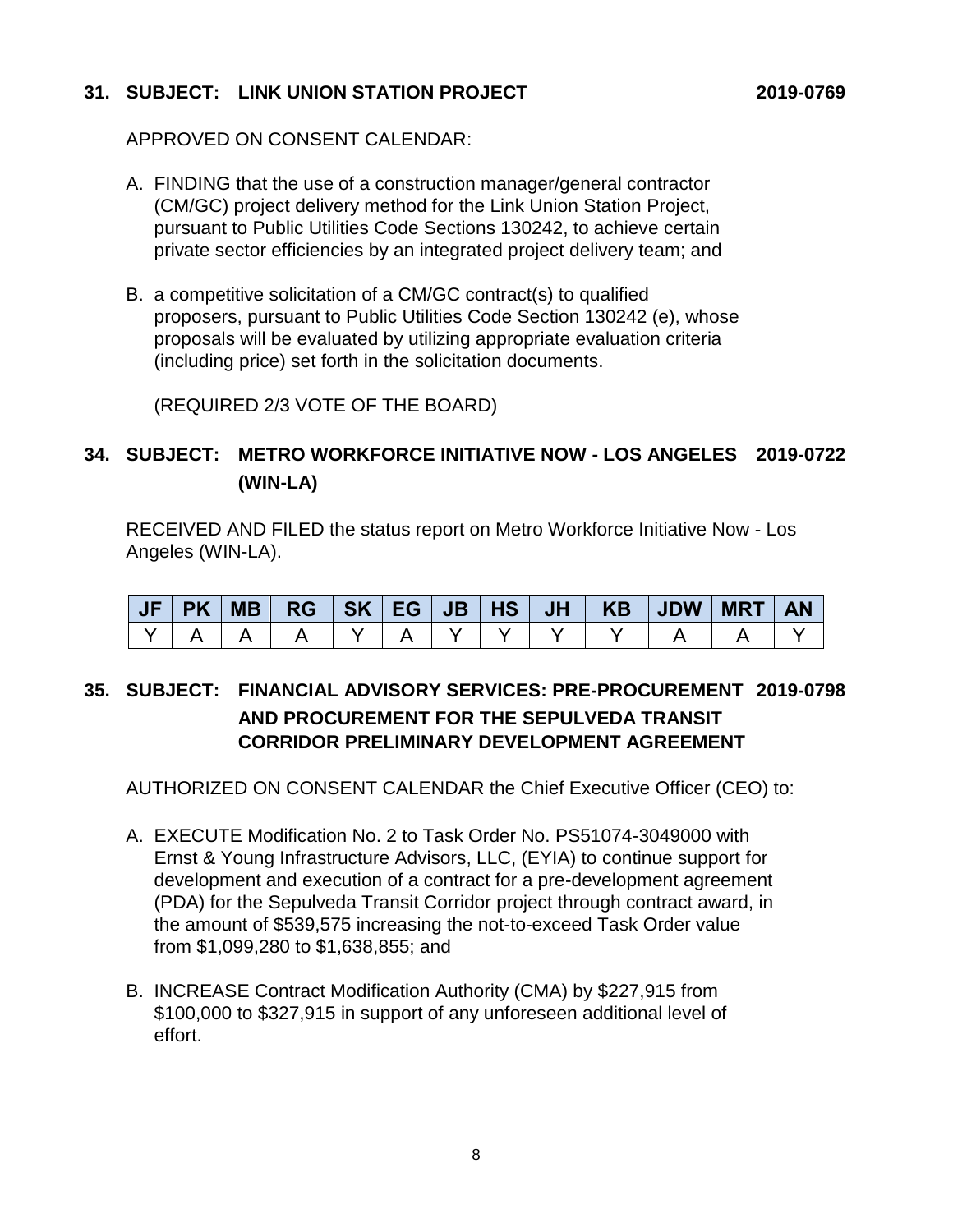**31. SUBJECT: LINK UNION STATION PROJECT 2019-0769**

APPROVED ON CONSENT CALENDAR:

A. FINDING that the use of a construction manager/general contractor (CM/GC) project delivery method for the Link Union Station Project, pursuant to Public Utilities Code Sections 130242, to achieve certain private sector efficiencies by an integrated project delivery team; and

B. a competitive solicitation of a CM/GC contract(s) to qualified proposers, pursuant to Public Utilities Code Section 130242 (e), whose proposals will be evaluated by utilizing appropriate evaluation criteria (including price) set forth in the solicitation documents.

(REQUIRED 2/3 VOTE OF THE BOARD)

**34. SUBJECT: METRO WORKFORCE INITIATIVE NOW - LOS ANGELES (WIN-LA) 2019-0722**

RECEIVED AND FILED the status report on Metro Workforce Initiative Now - Los Angeles (WIN-LA).

| JF | PK | MB | RG | SK | EG | JB | HS | JH | KB | JDW | MRT | AN |
|---|---|---|---|---|---|---|---|---|---|---|---|---|
| Y | A | A | A | Y | A | Y | Y | Y | Y | A | A | Y |

**35. SUBJECT: FINANCIAL ADVISORY SERVICES: PRE-PROCUREMENT AND PROCUREMENT FOR THE SEPULVEDA TRANSIT CORRIDOR PRELIMINARY DEVELOPMENT AGREEMENT 2019-0798**

AUTHORIZED ON CONSENT CALENDAR the Chief Executive Officer (CEO) to:

A. EXECUTE Modification No. 2 to Task Order No. PS51074-3049000 with Ernst & Young Infrastructure Advisors, LLC, (EYIA) to continue support for development and execution of a contract for a pre-development agreement (PDA) for the Sepulveda Transit Corridor project through contract award, in the amount of $539,575 increasing the not-to-exceed Task Order value from $1,099,280 to $1,638,855; and

B. INCREASE Contract Modification Authority (CMA) by $227,915 from $100,000 to $327,915 in support of any unforeseen additional level of effort.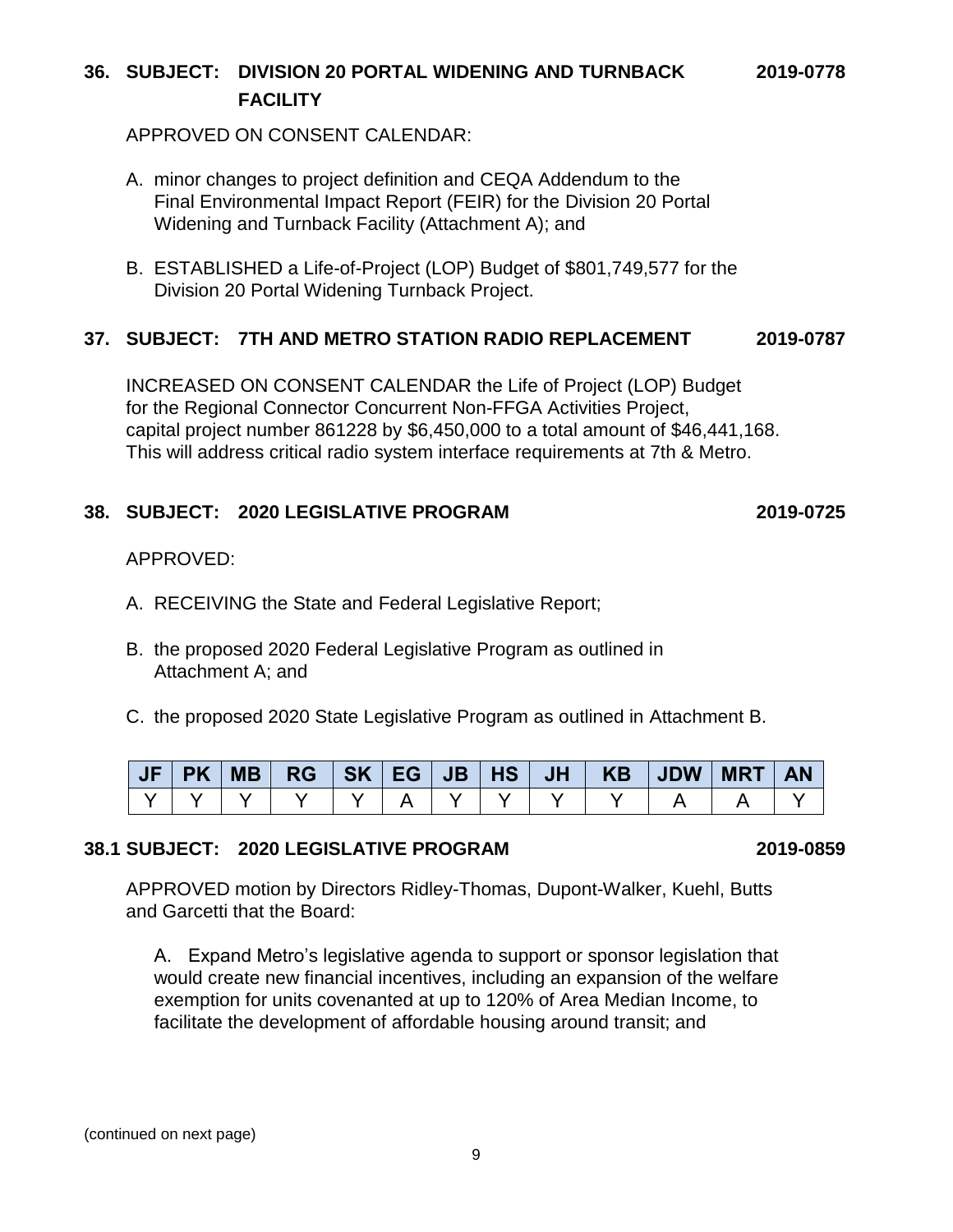**36. SUBJECT: DIVISION 20 PORTAL WIDENING AND TURNBACK FACILITY** **2019-0778**

APPROVED ON CONSENT CALENDAR:

A. minor changes to project definition and CEQA Addendum to the Final Environmental Impact Report (FEIR) for the Division 20 Portal Widening and Turnback Facility (Attachment A); and

B. ESTABLISHED a Life-of-Project (LOP) Budget of $801,749,577 for the Division 20 Portal Widening Turnback Project.

**37. SUBJECT: 7TH AND METRO STATION RADIO REPLACEMENT** **2019-0787**

INCREASED ON CONSENT CALENDAR the Life of Project (LOP) Budget for the Regional Connector Concurrent Non-FFGA Activities Project, capital project number 861228 by $6,450,000 to a total amount of $46,441,168. This will address critical radio system interface requirements at 7th & Metro.

**38. SUBJECT: 2020 LEGISLATIVE PROGRAM** **2019-0725**

APPROVED:

A. RECEIVING the State and Federal Legislative Report;

B. the proposed 2020 Federal Legislative Program as outlined in Attachment A; and

C. the proposed 2020 State Legislative Program as outlined in Attachment B.

| JF | PK | MB | RG | SK | EG | JB | HS | JH | KB | JDW | MRT | AN |
|---|---|---|---|---|---|---|---|---|---|---|---|---|
| Y | Y | Y | Y | Y | A | Y | Y | Y | Y | A | A | Y |

**38.1 SUBJECT: 2020 LEGISLATIVE PROGRAM** **2019-0859**

APPROVED motion by Directors Ridley-Thomas, Dupont-Walker, Kuehl, Butts and Garcetti that the Board:

A. Expand Metro's legislative agenda to support or sponsor legislation that would create new financial incentives, including an expansion of the welfare exemption for units covenanted at up to 120% of Area Median Income, to facilitate the development of affordable housing around transit; and

(continued on next page)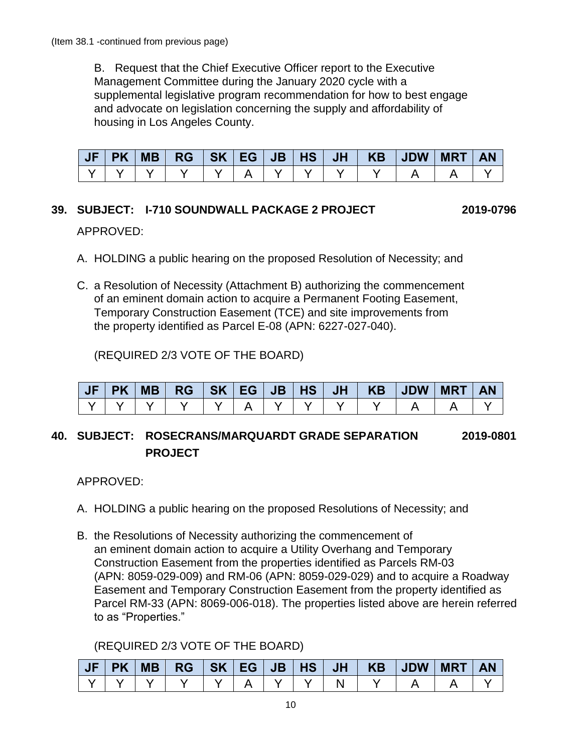(Item 38.1 -continued from previous page)

B. Request that the Chief Executive Officer report to the Executive Management Committee during the January 2020 cycle with a supplemental legislative program recommendation for how to best engage and advocate on legislation concerning the supply and affordability of housing in Los Angeles County.

| JF | PK | MB | RG | SK | EG | JB | HS | JH | KB | JDW | MRT | AN |
|---|---|---|---|---|---|---|---|---|---|---|---|---|
| Y | Y | Y | Y | Y | A | Y | Y | Y | Y | A | A | Y |

**39. SUBJECT: I-710 SOUNDWALL PACKAGE 2 PROJECT** **2019-0796**

APPROVED:

A. HOLDING a public hearing on the proposed Resolution of Necessity; and

C. a Resolution of Necessity (Attachment B) authorizing the commencement of an eminent domain action to acquire a Permanent Footing Easement, Temporary Construction Easement (TCE) and site improvements from the property identified as Parcel E-08 (APN: 6227-027-040).

(REQUIRED 2/3 VOTE OF THE BOARD)

| JF | PK | MB | RG | SK | EG | JB | HS | JH | KB | JDW | MRT | AN |
|---|---|---|---|---|---|---|---|---|---|---|---|---|
| Y | Y | Y | Y | Y | A | Y | Y | Y | Y | A | A | Y |

**40. SUBJECT: ROSECRANS/MARQUARDT GRADE SEPARATION PROJECT** **2019-0801**

APPROVED:

A. HOLDING a public hearing on the proposed Resolutions of Necessity; and

B. the Resolutions of Necessity authorizing the commencement of an eminent domain action to acquire a Utility Overhang and Temporary Construction Easement from the properties identified as Parcels RM-03 (APN: 8059-029-009) and RM-06 (APN: 8059-029-029) and to acquire a Roadway Easement and Temporary Construction Easement from the property identified as Parcel RM-33 (APN: 8069-006-018). The properties listed above are herein referred to as "Properties."

(REQUIRED 2/3 VOTE OF THE BOARD)

| JF | PK | MB | RG | SK | EG | JB | HS | JH | KB | JDW | MRT | AN |
|---|---|---|---|---|---|---|---|---|---|---|---|---|
| Y | Y | Y | Y | Y | A | Y | Y | N | Y | A | A | Y |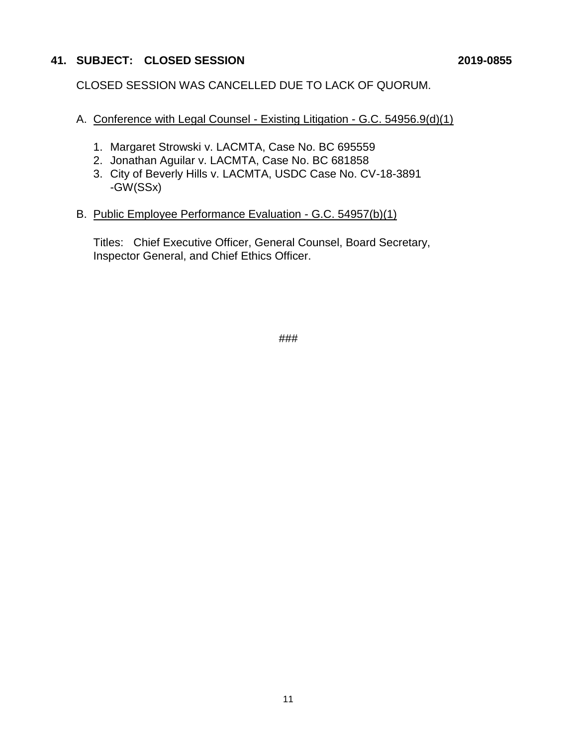**41. SUBJECT: CLOSED SESSION** **2019-0855**

CLOSED SESSION WAS CANCELLED DUE TO LACK OF QUORUM.

A. Conference with Legal Counsel - Existing Litigation - G.C. 54956.9(d)(1)

1. Margaret Strowski v. LACMTA, Case No. BC 695559
2. Jonathan Aguilar v. LACMTA, Case No. BC 681858
3. City of Beverly Hills v. LACMTA, USDC Case No. CV-18-3891 -GW(SSx)

B. Public Employee Performance Evaluation - G.C. 54957(b)(1)

Titles: Chief Executive Officer, General Counsel, Board Secretary, Inspector General, and Chief Ethics Officer.

###